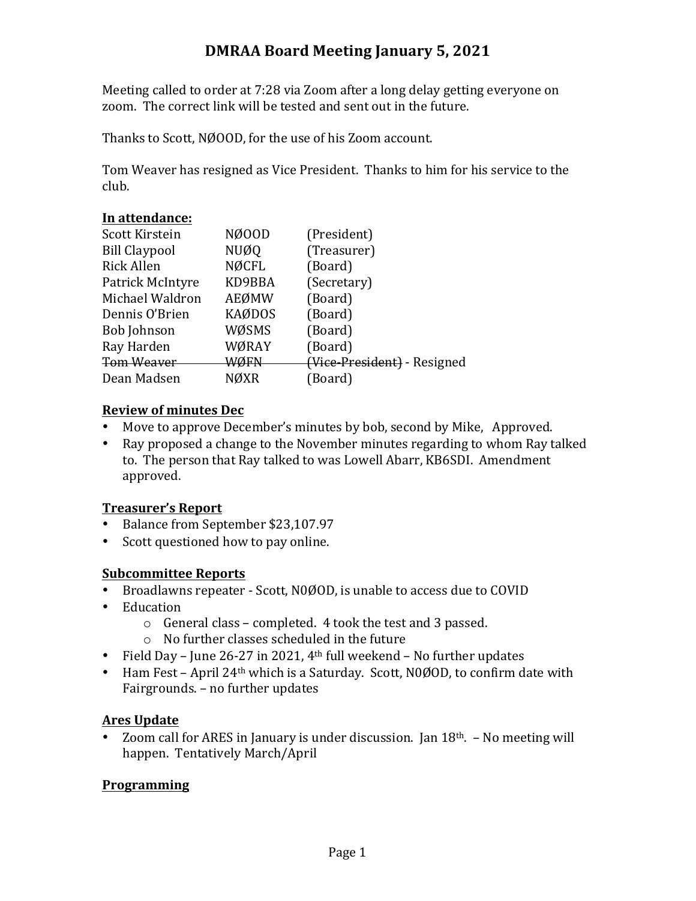# DMRAA Board Meeting January 5, 2021

Meeting called to order at 7:28 via Zoom after a long delay getting everyone on zoom. The correct link will be tested and sent out in the future.

Thanks to Scott, NØOOD, for the use of his Zoom account.

Tom Weaver has resigned as Vice President. Thanks to him for his service to the club.

**In attendance:**

| | | |
|---|---|---|
| Scott Kirstein | NØOOD | (President) |
| Bill Claypool | NUØQ | (Treasurer) |
| Rick Allen | NØCFL | (Board) |
| Patrick McIntyre | KD9BBA | (Secretary) |
| Michael Waldron | AEØMW | (Board) |
| Dennis O'Brien | KAØDOS | (Board) |
| Bob Johnson | WØSMS | (Board) |
| Ray Harden | WØRAY | (Board) |
| ~~Tom Weaver~~ | ~~WØFN~~ | ~~(Vice-President)~~ - Resigned |
| Dean Madsen | NØXR | (Board) |

**Review of minutes Dec**

- Move to approve December's minutes by bob, second by Mike, Approved.
- Ray proposed a change to the November minutes regarding to whom Ray talked to. The person that Ray talked to was Lowell Abarr, KB6SDI. Amendment approved.

**Treasurer's Report**

- Balance from September $23,107.97
- Scott questioned how to pay online.

**Subcommittee Reports**

- Broadlawns repeater - Scott, N0ØOD, is unable to access due to COVID
- Education
  - General class – completed. 4 took the test and 3 passed.
  - No further classes scheduled in the future
- Field Day – June 26-27 in 2021, 4th full weekend – No further updates
- Ham Fest – April 24th which is a Saturday. Scott, N0ØOD, to confirm date with Fairgrounds. – no further updates

**Ares Update**

- Zoom call for ARES in January is under discussion. Jan 18th. – No meeting will happen. Tentatively March/April

**Programming**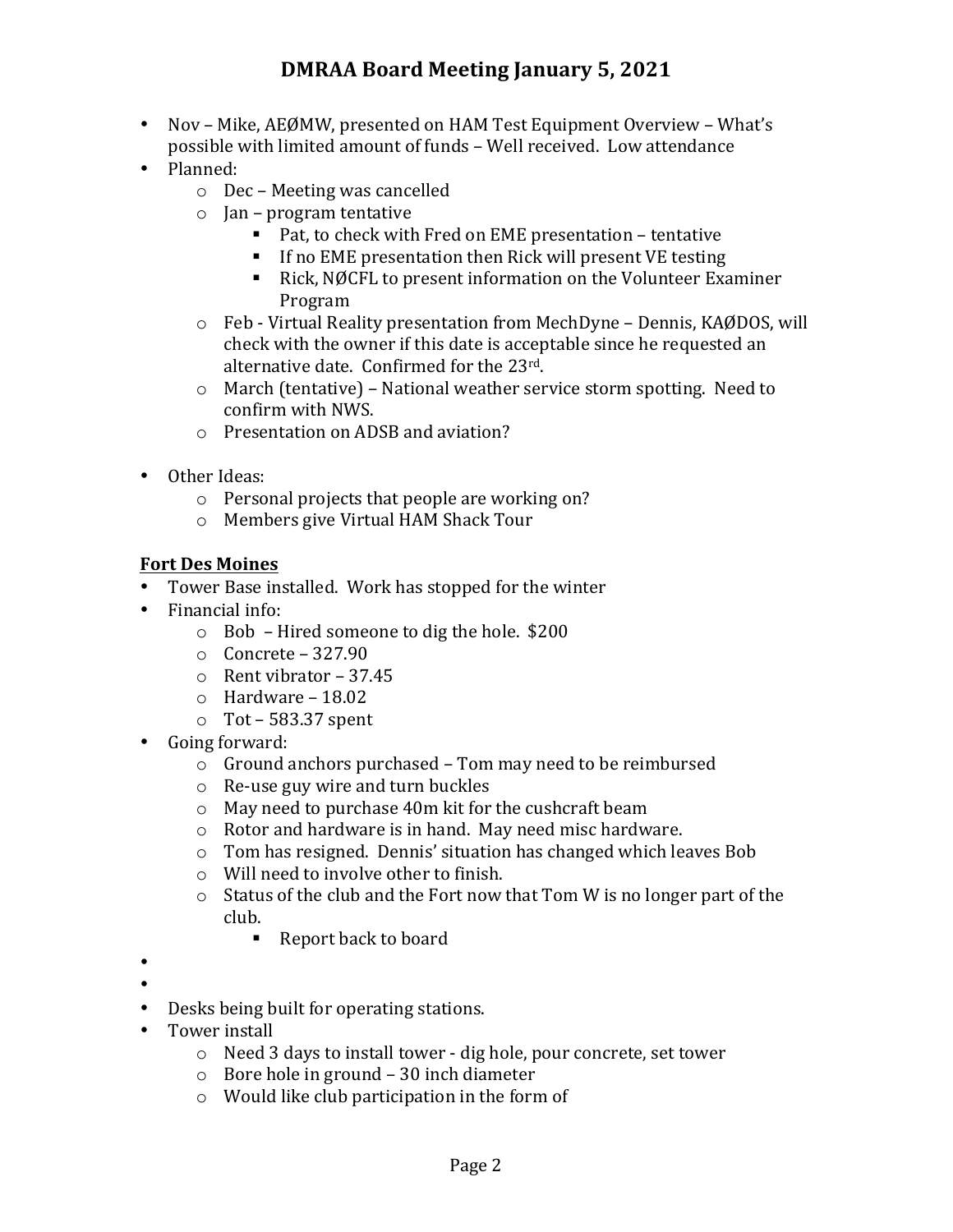# DMRAA Board Meeting January 5, 2021

- Nov – Mike, AEØMW, presented on HAM Test Equipment Overview – What's possible with limited amount of funds – Well received. Low attendance
- Planned:
    - Dec – Meeting was cancelled
    - Jan – program tentative
        - Pat, to check with Fred on EME presentation – tentative
        - If no EME presentation then Rick will present VE testing
        - Rick, NØCFL to present information on the Volunteer Examiner Program
    - Feb - Virtual Reality presentation from MechDyne – Dennis, KAØDOS, will check with the owner if this date is acceptable since he requested an alternative date. Confirmed for the 23rd.
    - March (tentative) – National weather service storm spotting. Need to confirm with NWS.
    - Presentation on ADSB and aviation?

- Other Ideas:
    - Personal projects that people are working on?
    - Members give Virtual HAM Shack Tour

**Fort Des Moines**

- Tower Base installed. Work has stopped for the winter
- Financial info:
    - Bob – Hired someone to dig the hole. $200
    - Concrete – 327.90
    - Rent vibrator – 37.45
    - Hardware – 18.02
    - Tot – 583.37 spent
- Going forward:
    - Ground anchors purchased – Tom may need to be reimbursed
    - Re-use guy wire and turn buckles
    - May need to purchase 40m kit for the cushcraft beam
    - Rotor and hardware is in hand. May need misc hardware.
    - Tom has resigned. Dennis' situation has changed which leaves Bob
    - Will need to involve other to finish.
    - Status of the club and the Fort now that Tom W is no longer part of the club.
        - Report back to board
- 
- 
- Desks being built for operating stations.
- Tower install
    - Need 3 days to install tower - dig hole, pour concrete, set tower
    - Bore hole in ground – 30 inch diameter
    - Would like club participation in the form of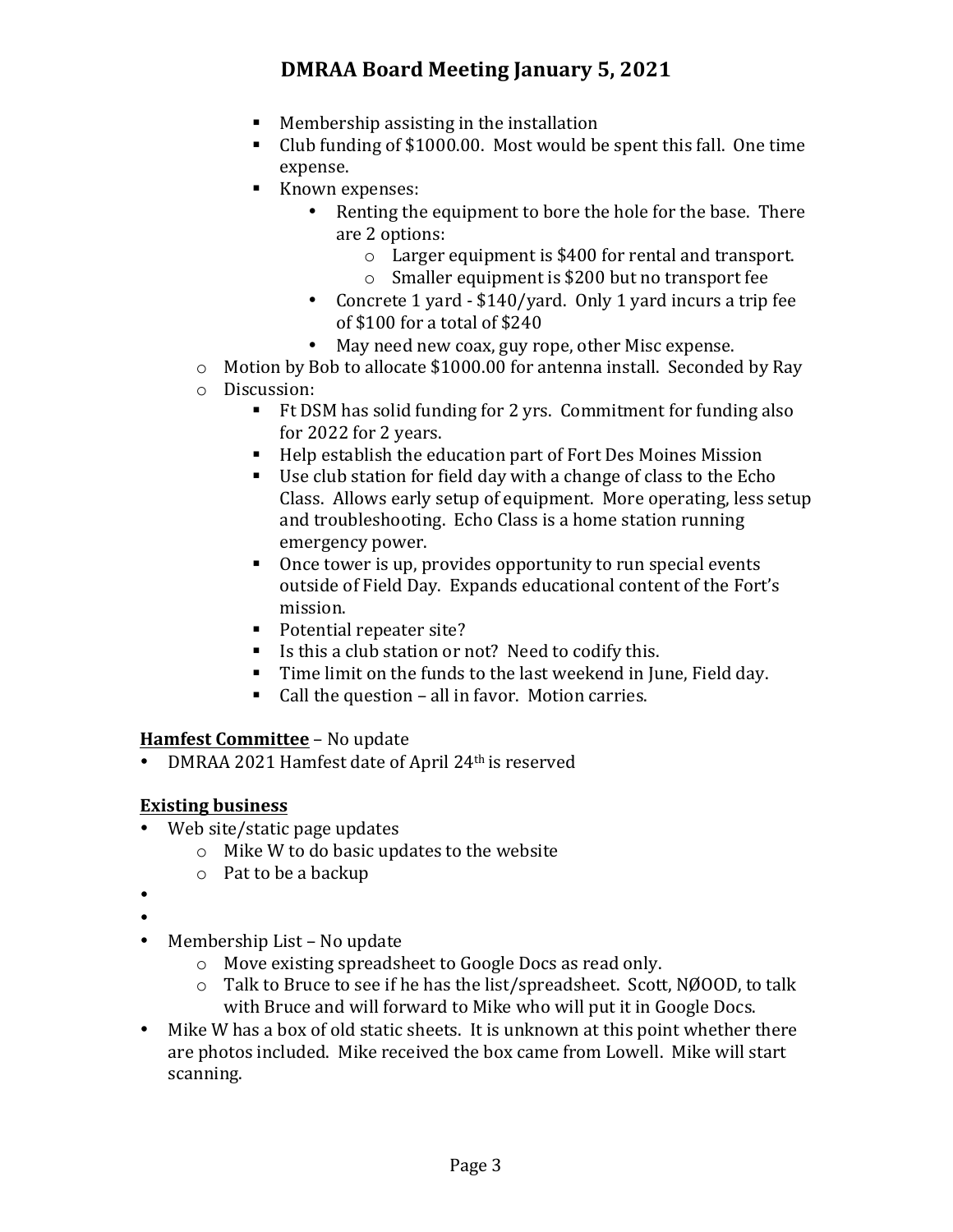- Membership assisting in the installation
      - Club funding of $1000.00. Most would be spent this fall. One time expense.
      - Known expenses:
        - Renting the equipment to bore the hole for the base. There are 2 options:
          - Larger equipment is $400 for rental and transport.
          - Smaller equipment is $200 but no transport fee
        - Concrete 1 yard - $140/yard. Only 1 yard incurs a trip fee of $100 for a total of $240
        - May need new coax, guy rope, other Misc expense.
  - Motion by Bob to allocate $1000.00 for antenna install. Seconded by Ray
  - Discussion:
      - Ft DSM has solid funding for 2 yrs. Commitment for funding also for 2022 for 2 years.
      - Help establish the education part of Fort Des Moines Mission
      - Use club station for field day with a change of class to the Echo Class. Allows early setup of equipment. More operating, less setup and troubleshooting. Echo Class is a home station running emergency power.
      - Once tower is up, provides opportunity to run special events outside of Field Day. Expands educational content of the Fort's mission.
      - Potential repeater site?
      - Is this a club station or not? Need to codify this.
      - Time limit on the funds to the last weekend in June, Field day.
      - Call the question – all in favor. Motion carries.

**Hamfest Committee** – No update

- DMRAA 2021 Hamfest date of April 24th is reserved

**Existing business**

- Web site/static page updates
  - Mike W to do basic updates to the website
  - Pat to be a backup
- 
- 
- Membership List – No update
  - Move existing spreadsheet to Google Docs as read only.
  - Talk to Bruce to see if he has the list/spreadsheet. Scott, NØOOD, to talk with Bruce and will forward to Mike who will put it in Google Docs.
- Mike W has a box of old static sheets. It is unknown at this point whether there are photos included. Mike received the box came from Lowell. Mike will start scanning.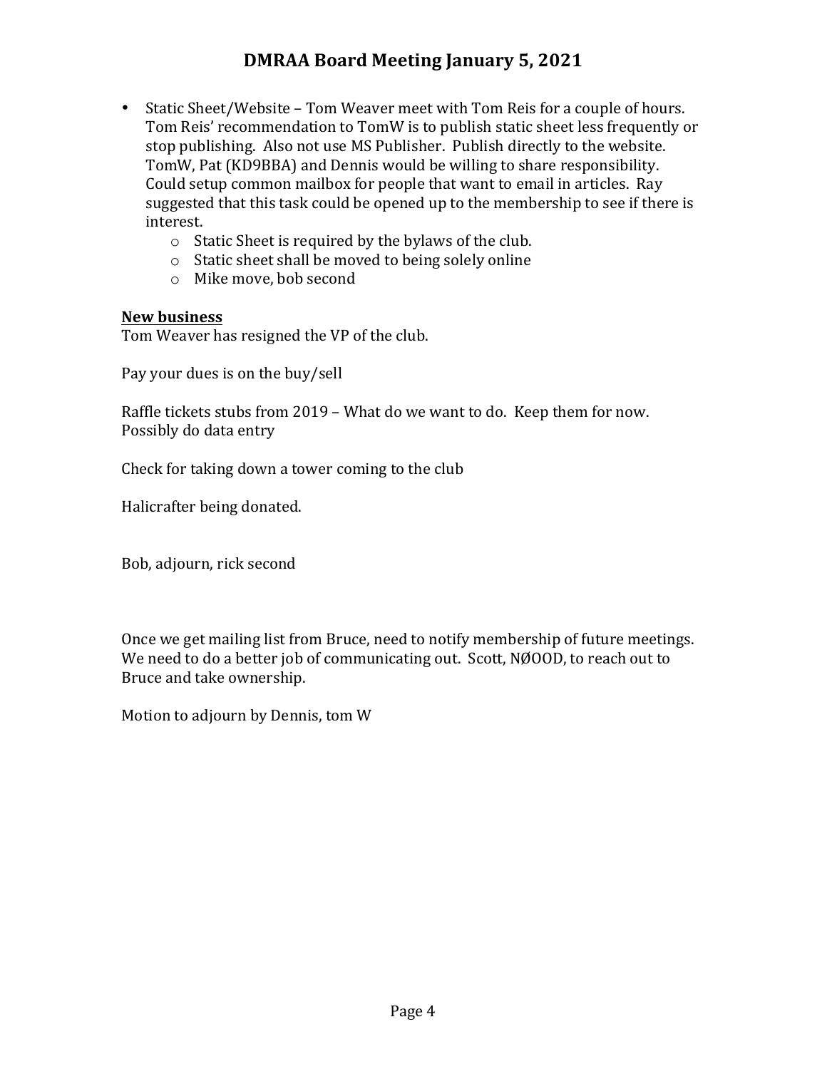- Static Sheet/Website – Tom Weaver meet with Tom Reis for a couple of hours. Tom Reis' recommendation to TomW is to publish static sheet less frequently or stop publishing. Also not use MS Publisher. Publish directly to the website. TomW, Pat (KD9BBA) and Dennis would be willing to share responsibility. Could setup common mailbox for people that want to email in articles. Ray suggested that this task could be opened up to the membership to see if there is interest.
  - Static Sheet is required by the bylaws of the club.
  - Static sheet shall be moved to being solely online
  - Mike move, bob second

**New business**

Tom Weaver has resigned the VP of the club.

Pay your dues is on the buy/sell

Raffle tickets stubs from 2019 – What do we want to do. Keep them for now. Possibly do data entry

Check for taking down a tower coming to the club

Halicrafter being donated.

Bob, adjourn, rick second

Once we get mailing list from Bruce, need to notify membership of future meetings. We need to do a better job of communicating out. Scott, NØOOD, to reach out to Bruce and take ownership.

Motion to adjourn by Dennis, tom W